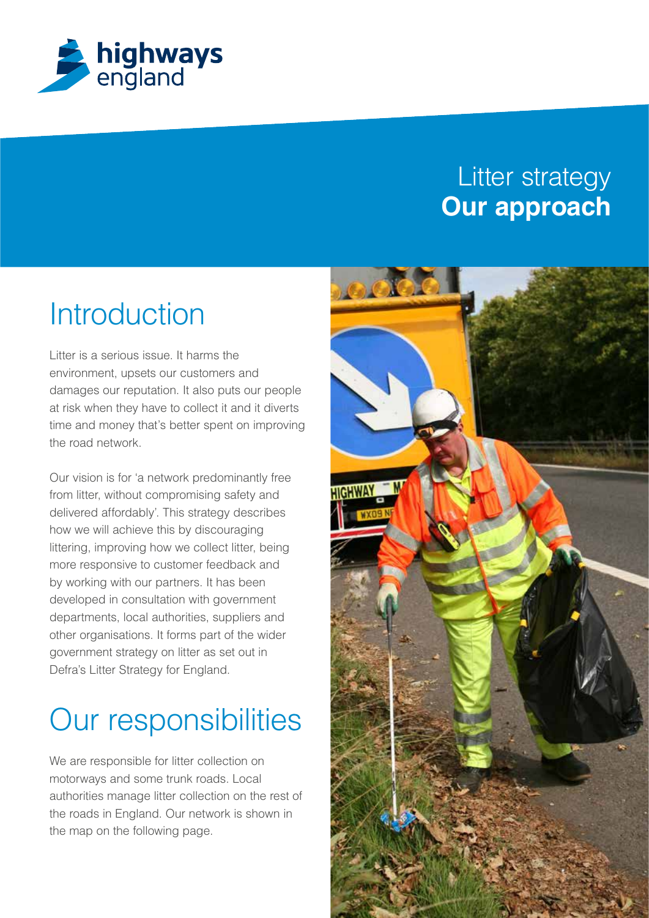highways england

# Litter strategy
# **Our approach**

## Introduction

Litter is a serious issue. It harms the environment, upsets our customers and damages our reputation. It also puts our people at risk when they have to collect it and it diverts time and money that's better spent on improving the road network.

Our vision is for 'a network predominantly free from litter, without compromising safety and delivered affordably'. This strategy describes how we will achieve this by discouraging littering, improving how we collect litter, being more responsive to customer feedback and by working with our partners. It has been developed in consultation with government departments, local authorities, suppliers and other organisations. It forms part of the wider government strategy on litter as set out in Defra's Litter Strategy for England.

## Our responsibilities

We are responsible for litter collection on motorways and some trunk roads. Local authorities manage litter collection on the rest of the roads in England. Our network is shown in the map on the following page.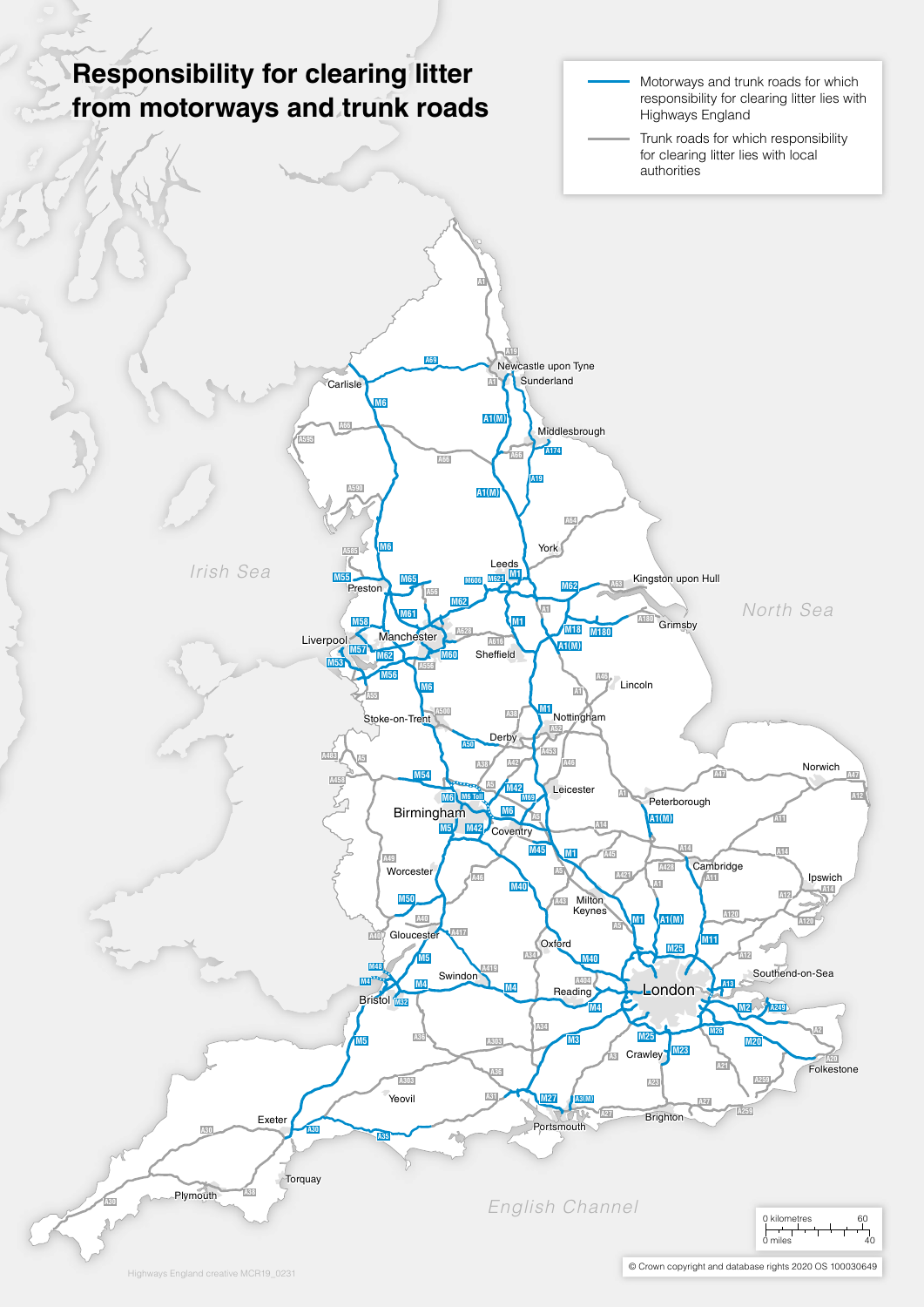# Responsibility for clearing litter from motorways and trunk roads

- Motorways and trunk roads for which responsibility for clearing litter lies with Highways England
- Trunk roads for which responsibility for clearing litter lies with local authorities

© Crown copyright and database rights 2020 OS 100030649

Highways England creative MCR19_0231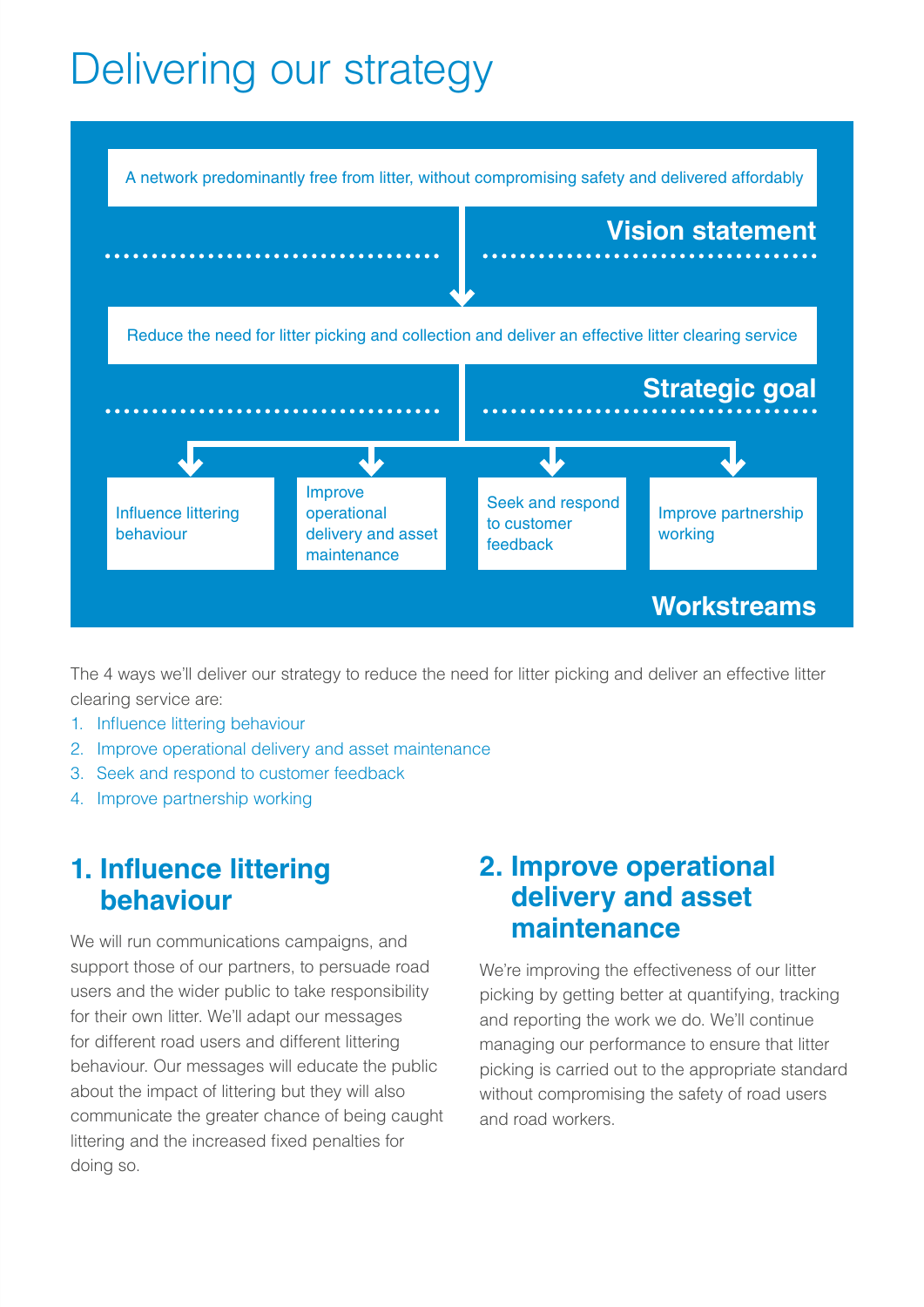# Delivering our strategy

A network predominantly free from litter, without compromising safety and delivered affordably

**Vision statement**

Reduce the need for litter picking and collection and deliver an effective litter clearing service

**Strategic goal**

- Influence littering behaviour
- Improve operational delivery and asset maintenance
- Seek and respond to customer feedback
- Improve partnership working

**Workstreams**

The 4 ways we'll deliver our strategy to reduce the need for litter picking and deliver an effective litter clearing service are:

1. Influence littering behaviour
2. Improve operational delivery and asset maintenance
3. Seek and respond to customer feedback
4. Improve partnership working

## 1. Influence littering behaviour

We will run communications campaigns, and support those of our partners, to persuade road users and the wider public to take responsibility for their own litter. We'll adapt our messages for different road users and different littering behaviour. Our messages will educate the public about the impact of littering but they will also communicate the greater chance of being caught littering and the increased fixed penalties for doing so.

## 2. Improve operational delivery and asset maintenance

We're improving the effectiveness of our litter picking by getting better at quantifying, tracking and reporting the work we do. We'll continue managing our performance to ensure that litter picking is carried out to the appropriate standard without compromising the safety of road users and road workers.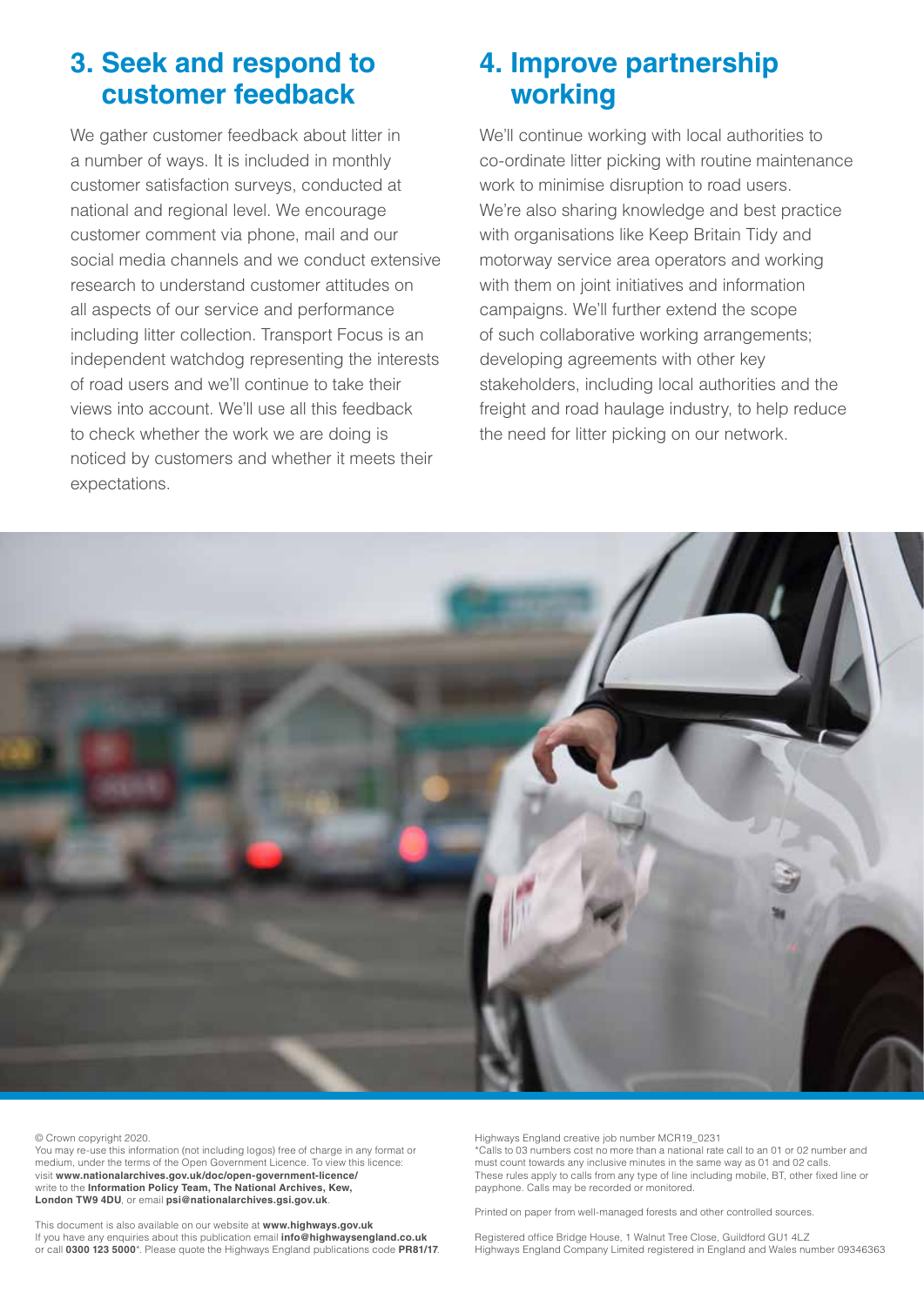## 3. Seek and respond to customer feedback

We gather customer feedback about litter in a number of ways. It is included in monthly customer satisfaction surveys, conducted at national and regional level. We encourage customer comment via phone, mail and our social media channels and we conduct extensive research to understand customer attitudes on all aspects of our service and performance including litter collection. Transport Focus is an independent watchdog representing the interests of road users and we'll continue to take their views into account. We'll use all this feedback to check whether the work we are doing is noticed by customers and whether it meets their expectations.

## 4. Improve partnership working

We'll continue working with local authorities to co-ordinate litter picking with routine maintenance work to minimise disruption to road users. We're also sharing knowledge and best practice with organisations like Keep Britain Tidy and motorway service area operators and working with them on joint initiatives and information campaigns. We'll further extend the scope of such collaborative working arrangements; developing agreements with other key stakeholders, including local authorities and the freight and road haulage industry, to help reduce the need for litter picking on our network.

© Crown copyright 2020.
You may re-use this information (not including logos) free of charge in any format or medium, under the terms of the Open Government Licence. To view this licence: visit **www.nationalarchives.gov.uk/doc/open-government-licence/** write to the **Information Policy Team, The National Archives, Kew, London TW9 4DU**, or email **psi@nationalarchives.gsi.gov.uk**.

This document is also available on our website at **www.highways.gov.uk**
If you have any enquiries about this publication email **info@highwaysengland.co.uk** or call **0300 123 5000***. Please quote the Highways England publications code **PR81/17**.

Highways England creative job number MCR19_0231
*Calls to 03 numbers cost no more than a national rate call to an 01 or 02 number and must count towards any inclusive minutes in the same way as 01 and 02 calls. These rules apply to calls from any type of line including mobile, BT, other fixed line or payphone. Calls may be recorded or monitored.

Printed on paper from well-managed forests and other controlled sources.

Registered office Bridge House, 1 Walnut Tree Close, Guildford GU1 4LZ
Highways England Company Limited registered in England and Wales number 09346363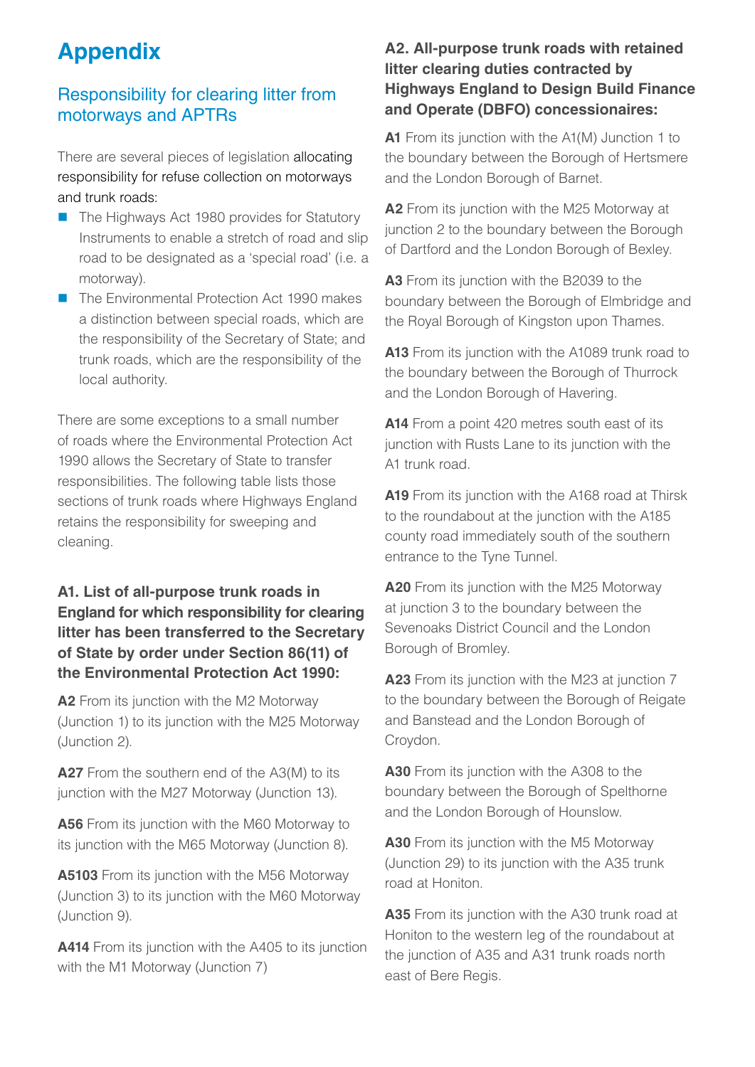# Appendix

## Responsibility for clearing litter from motorways and APTRs

There are several pieces of legislation allocating responsibility for refuse collection on motorways and trunk roads:

- The Highways Act 1980 provides for Statutory Instruments to enable a stretch of road and slip road to be designated as a 'special road' (i.e. a motorway).
- The Environmental Protection Act 1990 makes a distinction between special roads, which are the responsibility of the Secretary of State; and trunk roads, which are the responsibility of the local authority.

There are some exceptions to a small number of roads where the Environmental Protection Act 1990 allows the Secretary of State to transfer responsibilities. The following table lists those sections of trunk roads where Highways England retains the responsibility for sweeping and cleaning.

### A1. List of all-purpose trunk roads in England for which responsibility for clearing litter has been transferred to the Secretary of State by order under Section 86(11) of the Environmental Protection Act 1990:

**A2** From its junction with the M2 Motorway (Junction 1) to its junction with the M25 Motorway (Junction 2).

**A27** From the southern end of the A3(M) to its junction with the M27 Motorway (Junction 13).

**A56** From its junction with the M60 Motorway to its junction with the M65 Motorway (Junction 8).

**A5103** From its junction with the M56 Motorway (Junction 3) to its junction with the M60 Motorway (Junction 9).

**A414** From its junction with the A405 to its junction with the M1 Motorway (Junction 7)

### A2. All-purpose trunk roads with retained litter clearing duties contracted by Highways England to Design Build Finance and Operate (DBFO) concessionaires:

**A1** From its junction with the A1(M) Junction 1 to the boundary between the Borough of Hertsmere and the London Borough of Barnet.

**A2** From its junction with the M25 Motorway at junction 2 to the boundary between the Borough of Dartford and the London Borough of Bexley.

**A3** From its junction with the B2039 to the boundary between the Borough of Elmbridge and the Royal Borough of Kingston upon Thames.

**A13** From its junction with the A1089 trunk road to the boundary between the Borough of Thurrock and the London Borough of Havering.

**A14** From a point 420 metres south east of its junction with Rusts Lane to its junction with the A1 trunk road.

**A19** From its junction with the A168 road at Thirsk to the roundabout at the junction with the A185 county road immediately south of the southern entrance to the Tyne Tunnel.

**A20** From its junction with the M25 Motorway at junction 3 to the boundary between the Sevenoaks District Council and the London Borough of Bromley.

**A23** From its junction with the M23 at junction 7 to the boundary between the Borough of Reigate and Banstead and the London Borough of Croydon.

**A30** From its junction with the A308 to the boundary between the Borough of Spelthorne and the London Borough of Hounslow.

**A30** From its junction with the M5 Motorway (Junction 29) to its junction with the A35 trunk road at Honiton.

**A35** From its junction with the A30 trunk road at Honiton to the western leg of the roundabout at the junction of A35 and A31 trunk roads north east of Bere Regis.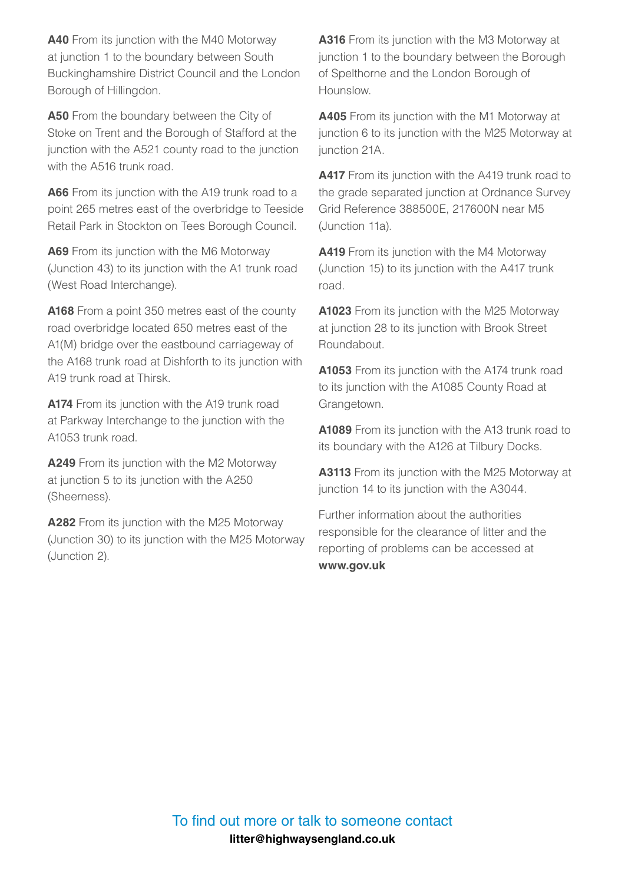**A40** From its junction with the M40 Motorway at junction 1 to the boundary between South Buckinghamshire District Council and the London Borough of Hillingdon.

**A50** From the boundary between the City of Stoke on Trent and the Borough of Stafford at the junction with the A521 county road to the junction with the A516 trunk road.

**A66** From its junction with the A19 trunk road to a point 265 metres east of the overbridge to Teeside Retail Park in Stockton on Tees Borough Council.

**A69** From its junction with the M6 Motorway (Junction 43) to its junction with the A1 trunk road (West Road Interchange).

**A168** From a point 350 metres east of the county road overbridge located 650 metres east of the A1(M) bridge over the eastbound carriageway of the A168 trunk road at Dishforth to its junction with A19 trunk road at Thirsk.

**A174** From its junction with the A19 trunk road at Parkway Interchange to the junction with the A1053 trunk road.

**A249** From its junction with the M2 Motorway at junction 5 to its junction with the A250 (Sheerness).

**A282** From its junction with the M25 Motorway (Junction 30) to its junction with the M25 Motorway (Junction 2).

**A316** From its junction with the M3 Motorway at junction 1 to the boundary between the Borough of Spelthorne and the London Borough of Hounslow.

**A405** From its junction with the M1 Motorway at junction 6 to its junction with the M25 Motorway at junction 21A.

**A417** From its junction with the A419 trunk road to the grade separated junction at Ordnance Survey Grid Reference 388500E, 217600N near M5 (Junction 11a).

**A419** From its junction with the M4 Motorway (Junction 15) to its junction with the A417 trunk road.

**A1023** From its junction with the M25 Motorway at junction 28 to its junction with Brook Street Roundabout.

**A1053** From its junction with the A174 trunk road to its junction with the A1085 County Road at Grangetown.

**A1089** From its junction with the A13 trunk road to its boundary with the A126 at Tilbury Docks.

**A3113** From its junction with the M25 Motorway at junction 14 to its junction with the A3044.

Further information about the authorities responsible for the clearance of litter and the reporting of problems can be accessed at **www.gov.uk**

To find out more or talk to someone contact
**litter@highwaysengland.co.uk**